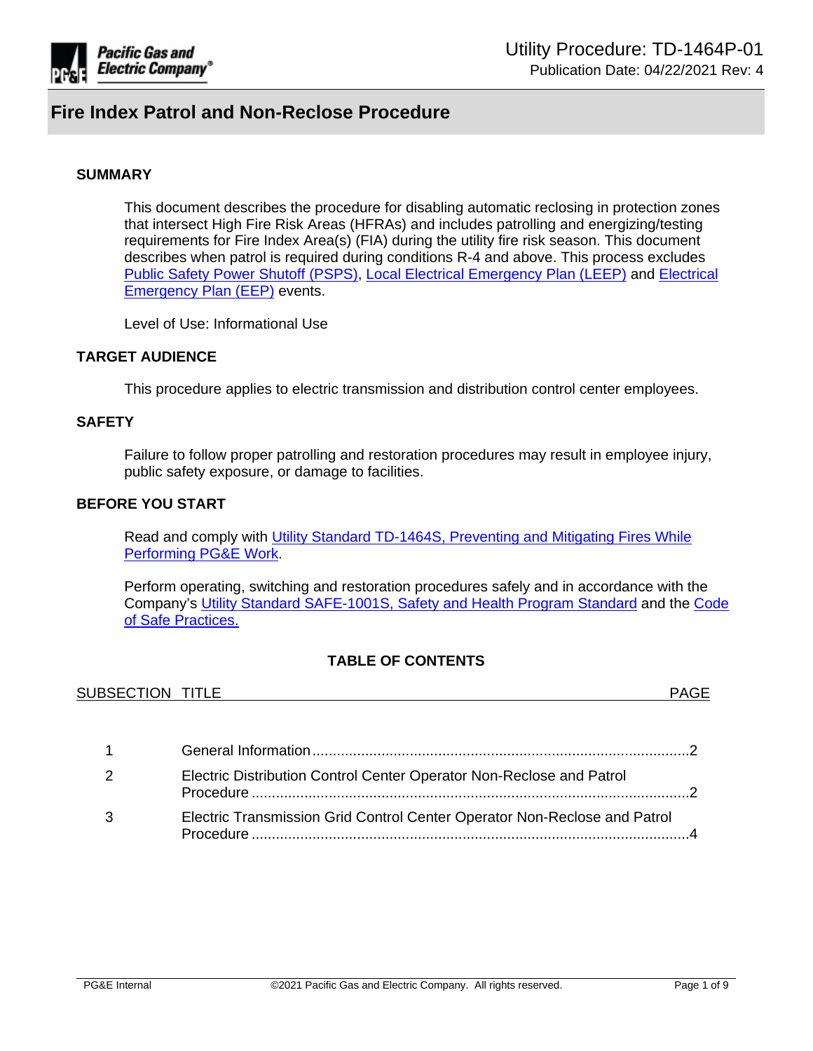Utility Procedure: TD-1464P-01
Publication Date: 04/22/2021 Rev: 4

# Fire Index Patrol and Non-Reclose Procedure

## SUMMARY

This document describes the procedure for disabling automatic reclosing in protection zones that intersect High Fire Risk Areas (HFRAs) and includes patrolling and energizing/testing requirements for Fire Index Area(s) (FIA) during the utility fire risk season. This document describes when patrol is required during conditions R-4 and above. This process excludes Public Safety Power Shutoff (PSPS), Local Electrical Emergency Plan (LEEP) and Electrical Emergency Plan (EEP) events.

Level of Use: Informational Use

## TARGET AUDIENCE

This procedure applies to electric transmission and distribution control center employees.

## SAFETY

Failure to follow proper patrolling and restoration procedures may result in employee injury, public safety exposure, or damage to facilities.

## BEFORE YOU START

Read and comply with Utility Standard TD-1464S, Preventing and Mitigating Fires While Performing PG&E Work.

Perform operating, switching and restoration procedures safely and in accordance with the Company's Utility Standard SAFE-1001S, Safety and Health Program Standard and the Code of Safe Practices.

## TABLE OF CONTENTS

| SUBSECTION | TITLE | PAGE |
|---|---|---|
| 1 | General Information | 2 |
| 2 | Electric Distribution Control Center Operator Non-Reclose and Patrol Procedure | 2 |
| 3 | Electric Transmission Grid Control Center Operator Non-Reclose and Patrol Procedure | 4 |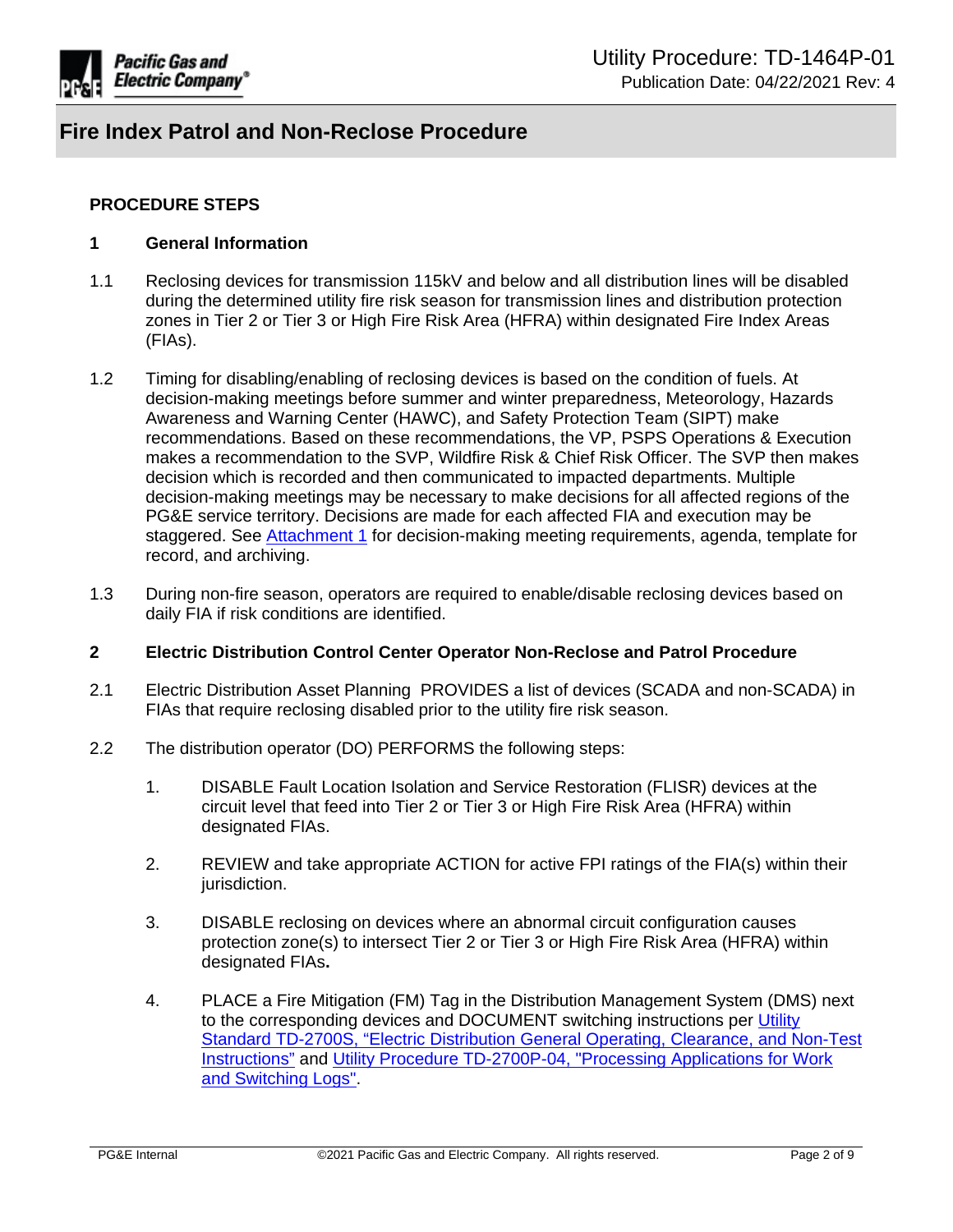# Fire Index Patrol and Non-Reclose Procedure

## PROCEDURE STEPS

### 1 General Information

1.1 Reclosing devices for transmission 115kV and below and all distribution lines will be disabled during the determined utility fire risk season for transmission lines and distribution protection zones in Tier 2 or Tier 3 or High Fire Risk Area (HFRA) within designated Fire Index Areas (FIAs).

1.2 Timing for disabling/enabling of reclosing devices is based on the condition of fuels. At decision-making meetings before summer and winter preparedness, Meteorology, Hazards Awareness and Warning Center (HAWC), and Safety Protection Team (SIPT) make recommendations. Based on these recommendations, the VP, PSPS Operations & Execution makes a recommendation to the SVP, Wildfire Risk & Chief Risk Officer. The SVP then makes decision which is recorded and then communicated to impacted departments. Multiple decision-making meetings may be necessary to make decisions for all affected regions of the PG&E service territory. Decisions are made for each affected FIA and execution may be staggered. See Attachment 1 for decision-making meeting requirements, agenda, template for record, and archiving.

1.3 During non-fire season, operators are required to enable/disable reclosing devices based on daily FIA if risk conditions are identified.

### 2 Electric Distribution Control Center Operator Non-Reclose and Patrol Procedure

2.1 Electric Distribution Asset Planning PROVIDES a list of devices (SCADA and non-SCADA) in FIAs that require reclosing disabled prior to the utility fire risk season.

2.2 The distribution operator (DO) PERFORMS the following steps:

1. DISABLE Fault Location Isolation and Service Restoration (FLISR) devices at the circuit level that feed into Tier 2 or Tier 3 or High Fire Risk Area (HFRA) within designated FIAs.

2. REVIEW and take appropriate ACTION for active FPI ratings of the FIA(s) within their jurisdiction.

3. DISABLE reclosing on devices where an abnormal circuit configuration causes protection zone(s) to intersect Tier 2 or Tier 3 or High Fire Risk Area (HFRA) within designated FIAs**.**

4. PLACE a Fire Mitigation (FM) Tag in the Distribution Management System (DMS) next to the corresponding devices and DOCUMENT switching instructions per Utility Standard TD-2700S, "Electric Distribution General Operating, Clearance, and Non-Test Instructions" and Utility Procedure TD-2700P-04, "Processing Applications for Work and Switching Logs".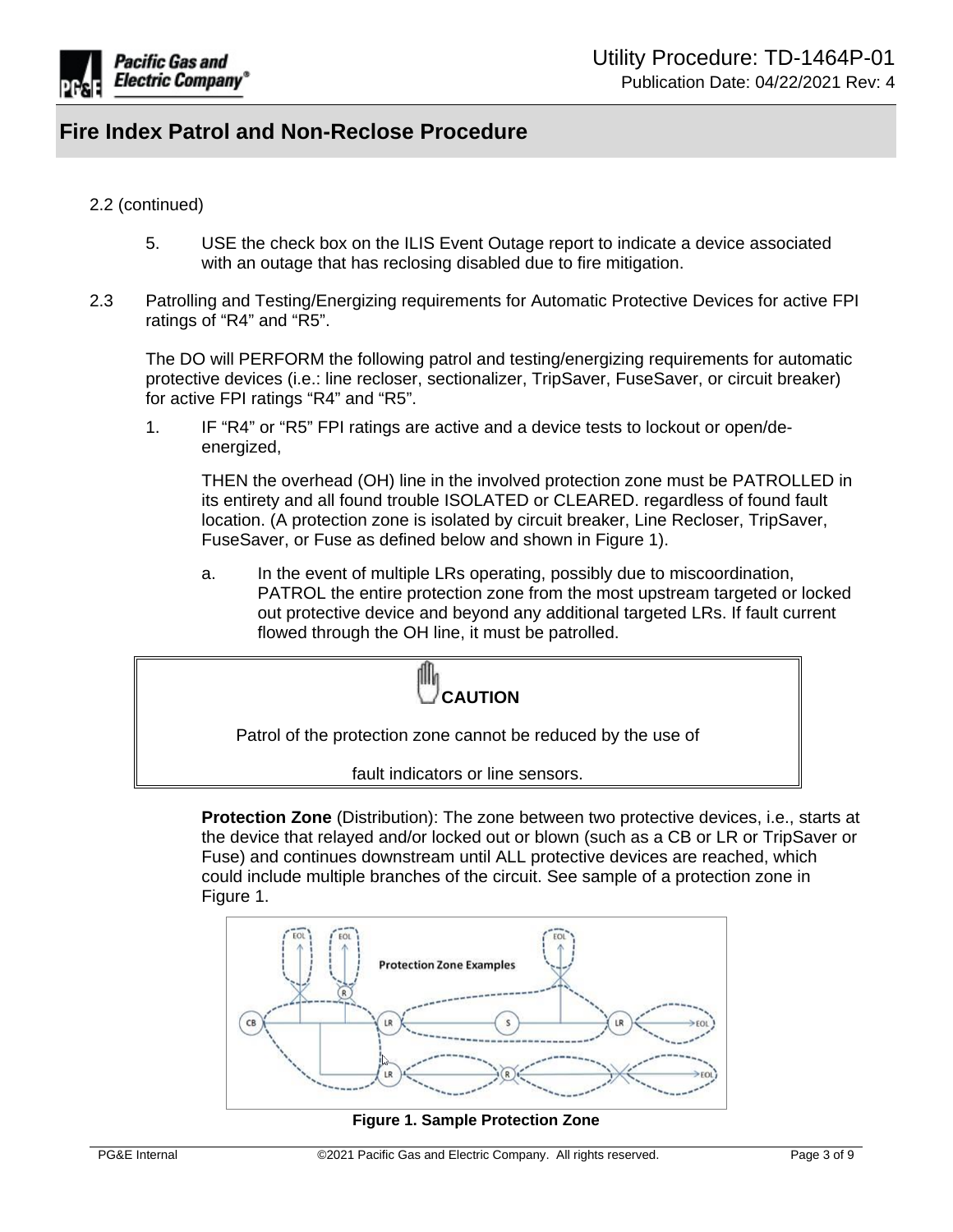2.2 (continued)

5. USE the check box on the ILIS Event Outage report to indicate a device associated with an outage that has reclosing disabled due to fire mitigation.

2.3 Patrolling and Testing/Energizing requirements for Automatic Protective Devices for active FPI ratings of “R4” and “R5”.

The DO will PERFORM the following patrol and testing/energizing requirements for automatic protective devices (i.e.: line recloser, sectionalizer, TripSaver, FuseSaver, or circuit breaker) for active FPI ratings “R4” and “R5”.

1. IF “R4” or “R5” FPI ratings are active and a device tests to lockout or open/de-energized,

   THEN the overhead (OH) line in the involved protection zone must be PATROLLED in its entirety and all found trouble ISOLATED or CLEARED. regardless of found fault location. (A protection zone is isolated by circuit breaker, Line Recloser, TripSaver, FuseSaver, or Fuse as defined below and shown in Figure 1).

   a. In the event of multiple LRs operating, possibly due to miscoordination, PATROL the entire protection zone from the most upstream targeted or locked out protective device and beyond any additional targeted LRs. If fault current flowed through the OH line, it must be patrolled.

> **CAUTION**
>
> Patrol of the protection zone cannot be reduced by the use of
>
> fault indicators or line sensors.

**Protection Zone** (Distribution): The zone between two protective devices, i.e., starts at the device that relayed and/or locked out or blown (such as a CB or LR or TripSaver or Fuse) and continues downstream until ALL protective devices are reached, which could include multiple branches of the circuit. See sample of a protection zone in Figure 1.

**Figure 1. Sample Protection Zone**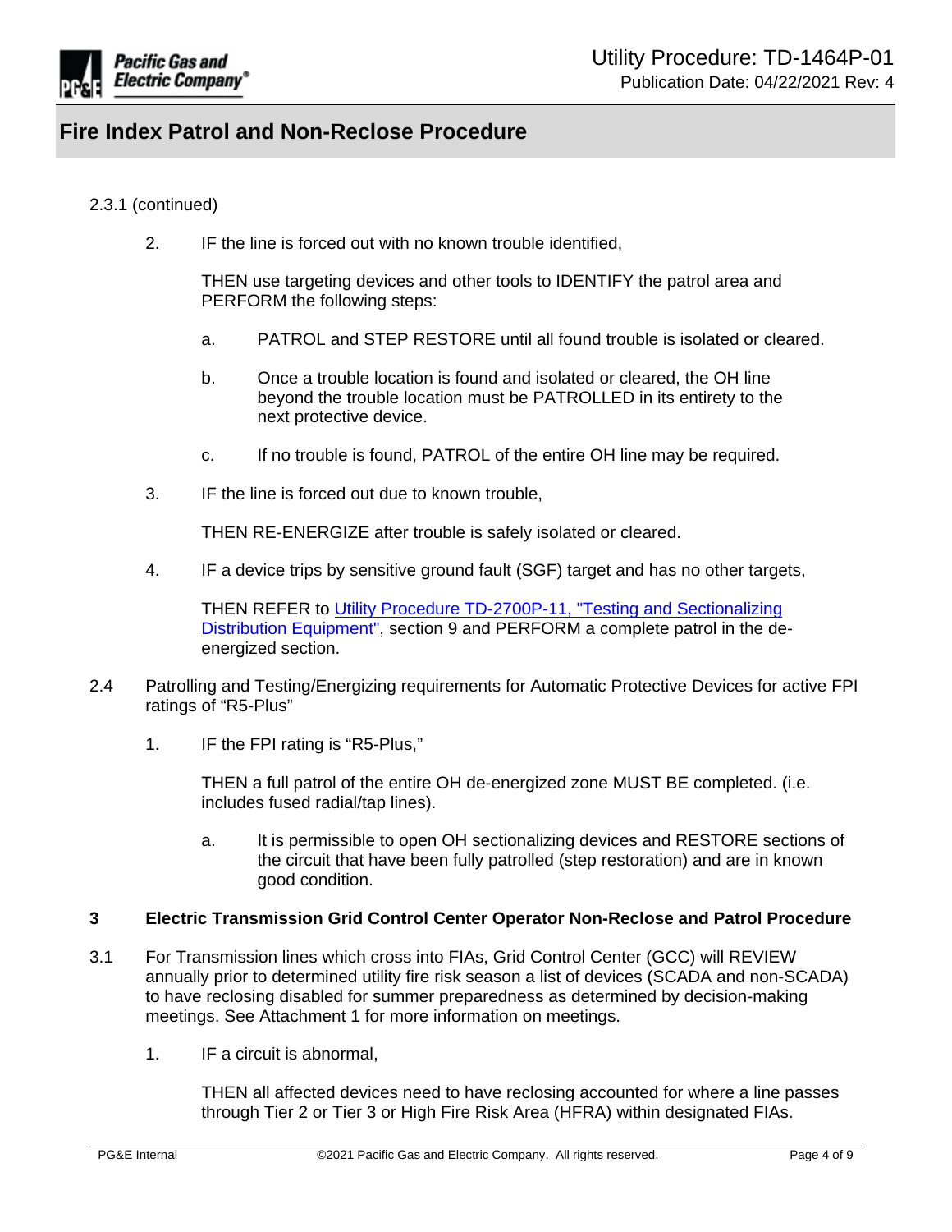2.3.1 (continued)

2. IF the line is forced out with no known trouble identified,

   THEN use targeting devices and other tools to IDENTIFY the patrol area and PERFORM the following steps:

   a. PATROL and STEP RESTORE until all found trouble is isolated or cleared.

   b. Once a trouble location is found and isolated or cleared, the OH line beyond the trouble location must be PATROLLED in its entirety to the next protective device.

   c. If no trouble is found, PATROL of the entire OH line may be required.

3. IF the line is forced out due to known trouble,

   THEN RE-ENERGIZE after trouble is safely isolated or cleared.

4. IF a device trips by sensitive ground fault (SGF) target and has no other targets,

   THEN REFER to Utility Procedure TD-2700P-11, "Testing and Sectionalizing Distribution Equipment", section 9 and PERFORM a complete patrol in the de-energized section.

2.4 Patrolling and Testing/Energizing requirements for Automatic Protective Devices for active FPI ratings of "R5-Plus"

1. IF the FPI rating is "R5-Plus,"

   THEN a full patrol of the entire OH de-energized zone MUST BE completed. (i.e. includes fused radial/tap lines).

   a. It is permissible to open OH sectionalizing devices and RESTORE sections of the circuit that have been fully patrolled (step restoration) and are in known good condition.

## 3 Electric Transmission Grid Control Center Operator Non-Reclose and Patrol Procedure

3.1 For Transmission lines which cross into FIAs, Grid Control Center (GCC) will REVIEW annually prior to determined utility fire risk season a list of devices (SCADA and non-SCADA) to have reclosing disabled for summer preparedness as determined by decision-making meetings. See Attachment 1 for more information on meetings.

1. IF a circuit is abnormal,

   THEN all affected devices need to have reclosing accounted for where a line passes through Tier 2 or Tier 3 or High Fire Risk Area (HFRA) within designated FIAs.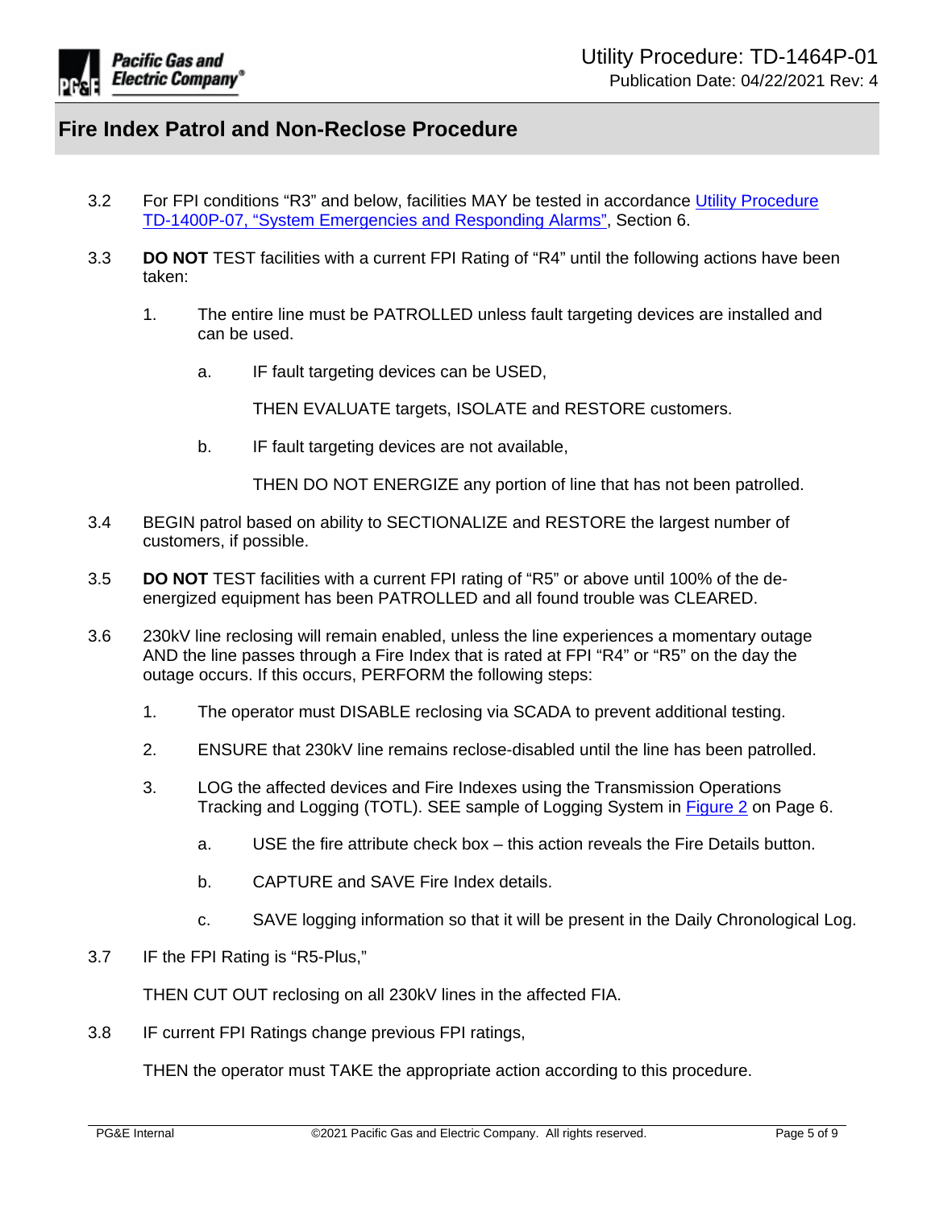3.2 For FPI conditions "R3" and below, facilities MAY be tested in accordance Utility Procedure TD-1400P-07, "System Emergencies and Responding Alarms", Section 6.

3.3 **DO NOT** TEST facilities with a current FPI Rating of "R4" until the following actions have been taken:

1. The entire line must be PATROLLED unless fault targeting devices are installed and can be used.

   a. IF fault targeting devices can be USED,

      THEN EVALUATE targets, ISOLATE and RESTORE customers.

   b. IF fault targeting devices are not available,

      THEN DO NOT ENERGIZE any portion of line that has not been patrolled.

3.4 BEGIN patrol based on ability to SECTIONALIZE and RESTORE the largest number of customers, if possible.

3.5 **DO NOT** TEST facilities with a current FPI rating of "R5" or above until 100% of the de-energized equipment has been PATROLLED and all found trouble was CLEARED.

3.6 230kV line reclosing will remain enabled, unless the line experiences a momentary outage AND the line passes through a Fire Index that is rated at FPI "R4" or "R5" on the day the outage occurs. If this occurs, PERFORM the following steps:

1. The operator must DISABLE reclosing via SCADA to prevent additional testing.

2. ENSURE that 230kV line remains reclose-disabled until the line has been patrolled.

3. LOG the affected devices and Fire Indexes using the Transmission Operations Tracking and Logging (TOTL). SEE sample of Logging System in Figure 2 on Page 6.

   a. USE the fire attribute check box – this action reveals the Fire Details button.

   b. CAPTURE and SAVE Fire Index details.

   c. SAVE logging information so that it will be present in the Daily Chronological Log.

3.7 IF the FPI Rating is "R5-Plus,"

THEN CUT OUT reclosing on all 230kV lines in the affected FIA.

3.8 IF current FPI Ratings change previous FPI ratings,

THEN the operator must TAKE the appropriate action according to this procedure.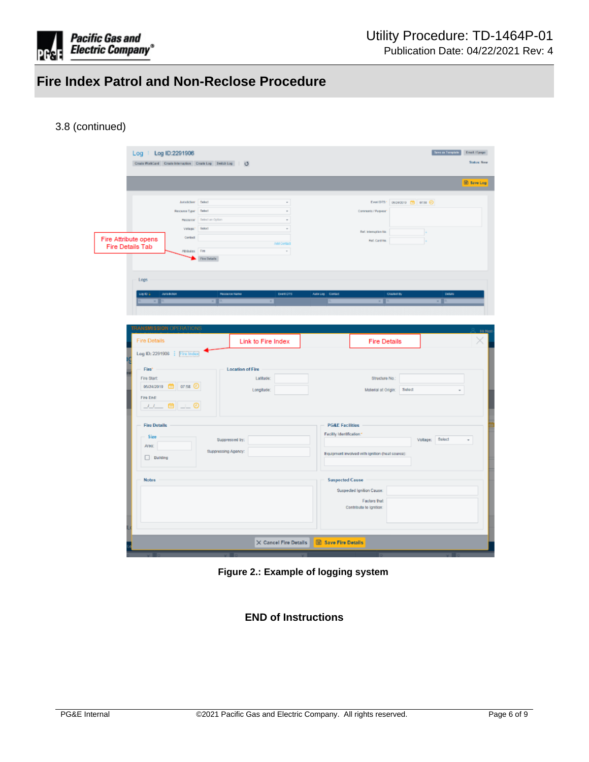3.8 (continued)

**Figure 2.: Example of logging system**

**END of Instructions**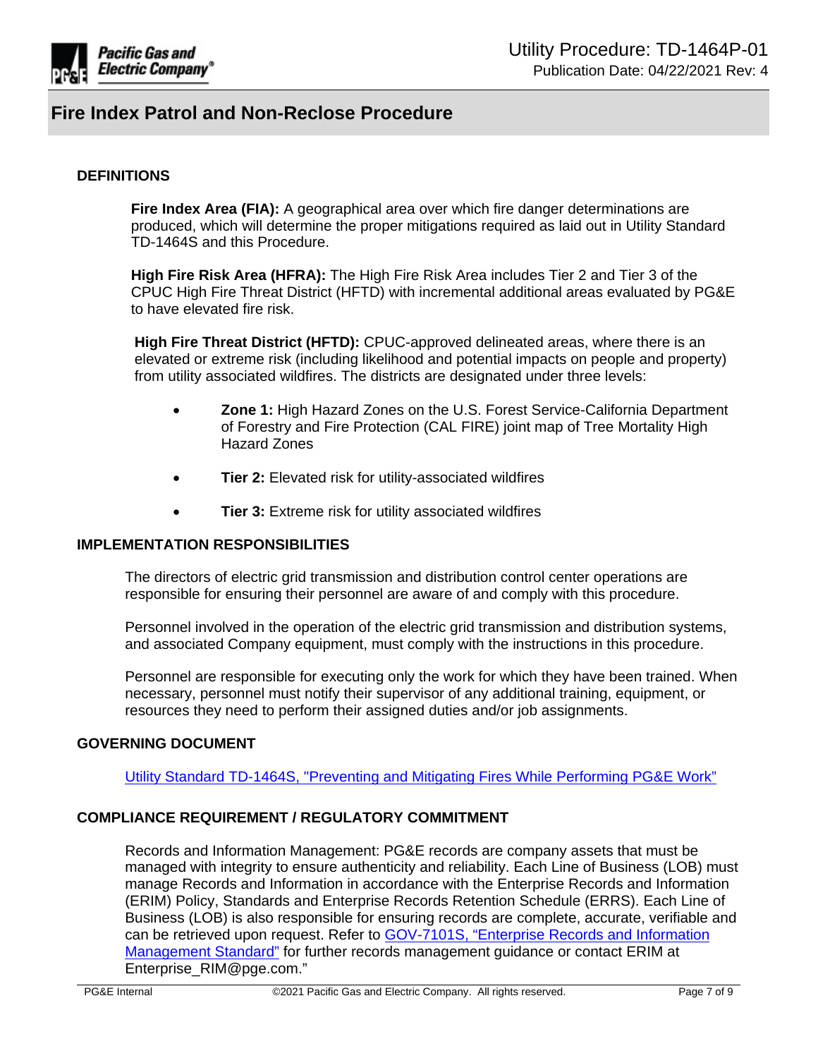## DEFINITIONS

**Fire Index Area (FIA):** A geographical area over which fire danger determinations are produced, which will determine the proper mitigations required as laid out in Utility Standard TD-1464S and this Procedure.

**High Fire Risk Area (HFRA):** The High Fire Risk Area includes Tier 2 and Tier 3 of the CPUC High Fire Threat District (HFTD) with incremental additional areas evaluated by PG&E to have elevated fire risk.

**High Fire Threat District (HFTD):** CPUC-approved delineated areas, where there is an elevated or extreme risk (including likelihood and potential impacts on people and property) from utility associated wildfires. The districts are designated under three levels:

- **Zone 1:** High Hazard Zones on the U.S. Forest Service-California Department of Forestry and Fire Protection (CAL FIRE) joint map of Tree Mortality High Hazard Zones
- **Tier 2:** Elevated risk for utility-associated wildfires
- **Tier 3:** Extreme risk for utility associated wildfires

## IMPLEMENTATION RESPONSIBILITIES

The directors of electric grid transmission and distribution control center operations are responsible for ensuring their personnel are aware of and comply with this procedure.

Personnel involved in the operation of the electric grid transmission and distribution systems, and associated Company equipment, must comply with the instructions in this procedure.

Personnel are responsible for executing only the work for which they have been trained. When necessary, personnel must notify their supervisor of any additional training, equipment, or resources they need to perform their assigned duties and/or job assignments.

## GOVERNING DOCUMENT

Utility Standard TD-1464S, "Preventing and Mitigating Fires While Performing PG&E Work"

## COMPLIANCE REQUIREMENT / REGULATORY COMMITMENT

Records and Information Management: PG&E records are company assets that must be managed with integrity to ensure authenticity and reliability. Each Line of Business (LOB) must manage Records and Information in accordance with the Enterprise Records and Information (ERIM) Policy, Standards and Enterprise Records Retention Schedule (ERRS). Each Line of Business (LOB) is also responsible for ensuring records are complete, accurate, verifiable and can be retrieved upon request. Refer to GOV-7101S, "Enterprise Records and Information Management Standard" for further records management guidance or contact ERIM at Enterprise_RIM@pge.com."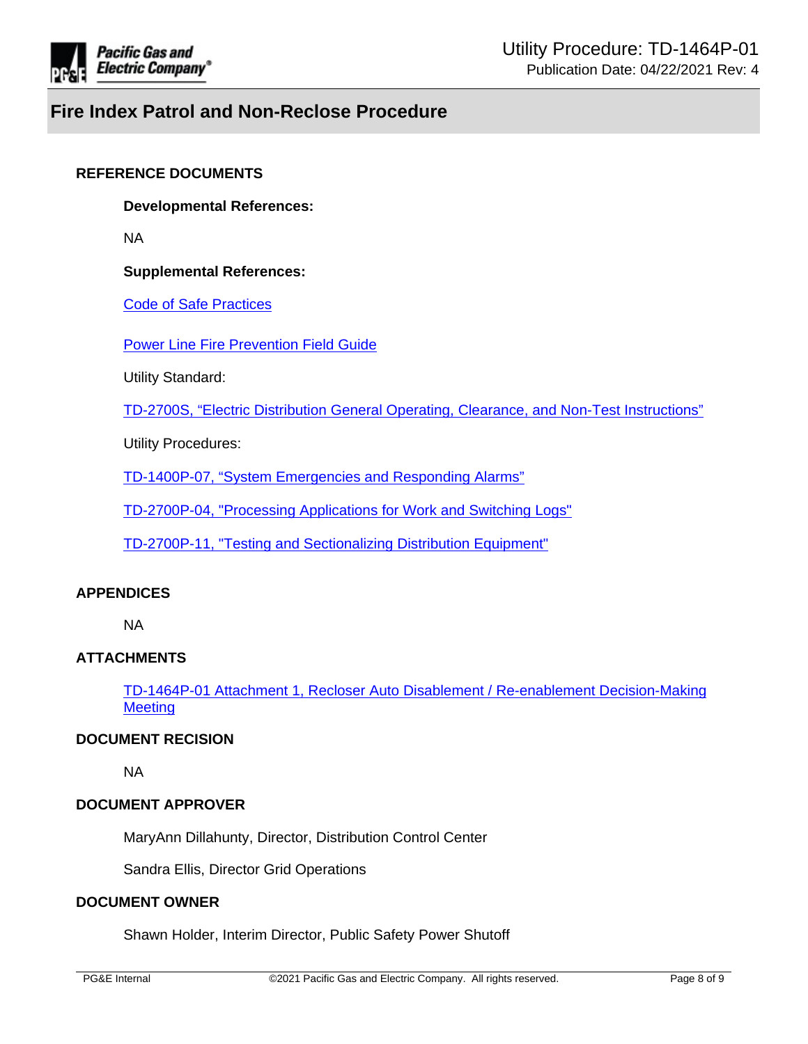## REFERENCE DOCUMENTS

**Developmental References:**

NA

**Supplemental References:**

Code of Safe Practices

Power Line Fire Prevention Field Guide

Utility Standard:

TD-2700S, "Electric Distribution General Operating, Clearance, and Non-Test Instructions"

Utility Procedures:

TD-1400P-07, "System Emergencies and Responding Alarms"

TD-2700P-04, "Processing Applications for Work and Switching Logs"

TD-2700P-11, "Testing and Sectionalizing Distribution Equipment"

## APPENDICES

NA

## ATTACHMENTS

TD-1464P-01 Attachment 1, Recloser Auto Disablement / Re-enablement Decision-Making Meeting

## DOCUMENT RECISION

NA

## DOCUMENT APPROVER

MaryAnn Dillahunty, Director, Distribution Control Center

Sandra Ellis, Director Grid Operations

## DOCUMENT OWNER

Shawn Holder, Interim Director, Public Safety Power Shutoff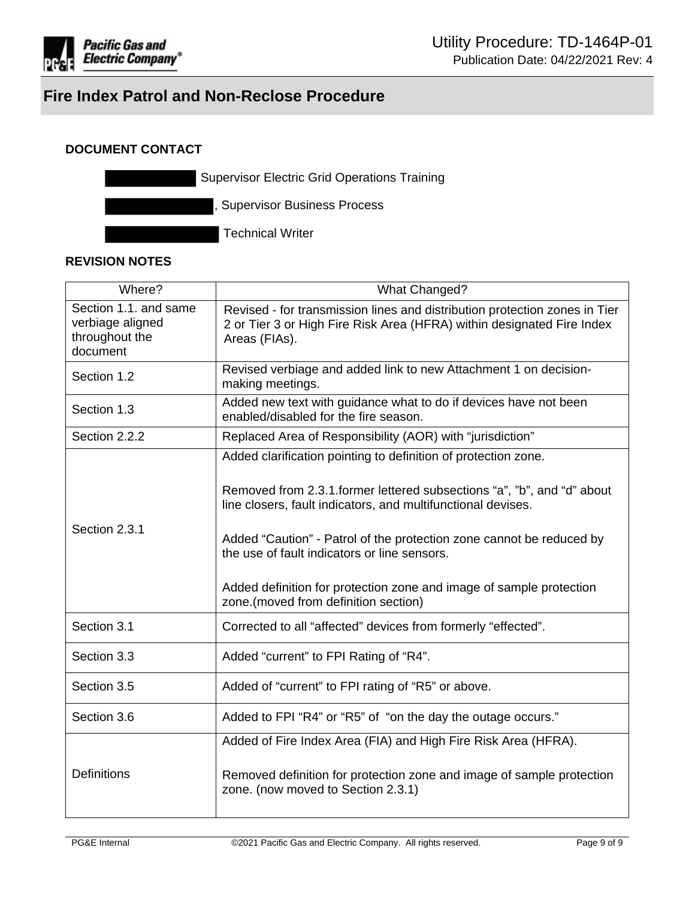# Fire Index Patrol and Non-Reclose Procedure

**DOCUMENT CONTACT**

Supervisor Electric Grid Operations Training

, Supervisor Business Process

Technical Writer

**REVISION NOTES**

| Where? | What Changed? |
| --- | --- |
| Section 1.1. and same verbiage aligned throughout the document | Revised - for transmission lines and distribution protection zones in Tier 2 or Tier 3 or High Fire Risk Area (HFRA) within designated Fire Index Areas (FIAs). |
| Section 1.2 | Revised verbiage and added link to new Attachment 1 on decision-making meetings. |
| Section 1.3 | Added new text with guidance what to do if devices have not been enabled/disabled for the fire season. |
| Section 2.2.2 | Replaced Area of Responsibility (AOR) with "jurisdiction" |
| Section 2.3.1 | Added clarification pointing to definition of protection zone.<br><br>Removed from 2.3.1.former lettered subsections "a", "b", and "d" about line closers, fault indicators, and multifunctional devises.<br><br>Added "Caution" - Patrol of the protection zone cannot be reduced by the use of fault indicators or line sensors.<br><br>Added definition for protection zone and image of sample protection zone.(moved from definition section) |
| Section 3.1 | Corrected to all "affected" devices from formerly "effected". |
| Section 3.3 | Added "current" to FPI Rating of "R4". |
| Section 3.5 | Added of "current" to FPI rating of "R5" or above. |
| Section 3.6 | Added to FPI "R4" or "R5" of "on the day the outage occurs." |
| Definitions | Added of Fire Index Area (FIA) and High Fire Risk Area (HFRA).<br><br>Removed definition for protection zone and image of sample protection zone. (now moved to Section 2.3.1) |